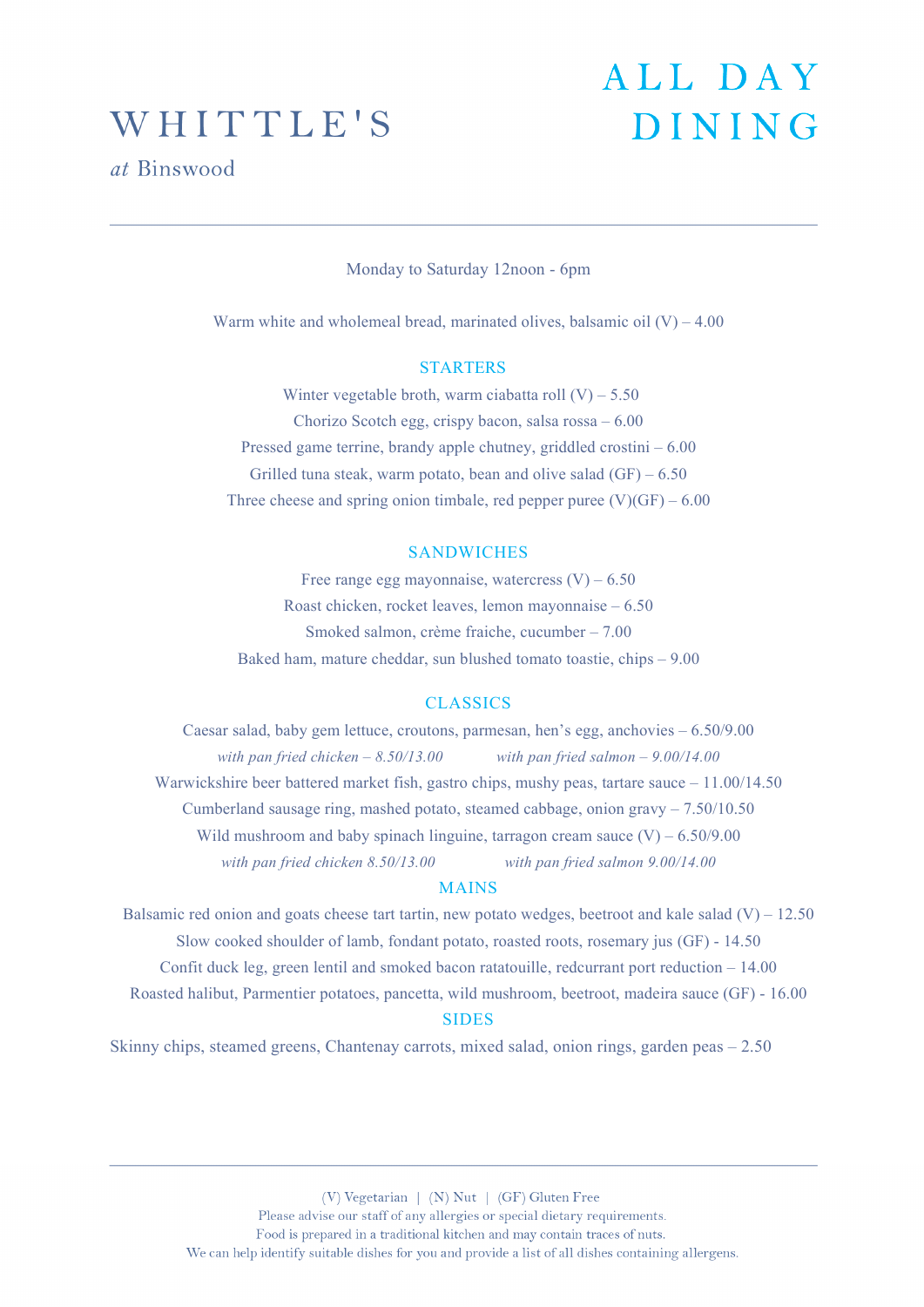# WHITTLE'S

*at* Binswood

# ALL DAY DINING

Monday to Saturday 12noon - 6pm

Warm white and wholemeal bread, marinated olives, balsamic oil (V) – 4.00

## STARTERS

Winter vegetable broth, warm ciabatta roll (V) – 5.50

Chorizo Scotch egg, crispy bacon, salsa rossa – 6.00

Pressed game terrine, brandy apple chutney, griddled crostini – 6.00

Grilled tuna steak, warm potato, bean and olive salad (GF) – 6.50

Three cheese and spring onion timbale, red pepper puree (V)(GF) – 6.00

## SANDWICHES

Free range egg mayonnaise, watercress (V) – 6.50

Roast chicken, rocket leaves, lemon mayonnaise – 6.50

Smoked salmon, crème fraiche, cucumber – 7.00

Baked ham, mature cheddar, sun blushed tomato toastie, chips – 9.00

## CLASSICS

Caesar salad, baby gem lettuce, croutons, parmesan, hen's egg, anchovies – 6.50/9.00

*with pan fried chicken – 8.50/13.00* *with pan fried salmon – 9.00/14.00*

Warwickshire beer battered market fish, gastro chips, mushy peas, tartare sauce – 11.00/14.50

Cumberland sausage ring, mashed potato, steamed cabbage, onion gravy – 7.50/10.50

Wild mushroom and baby spinach linguine, tarragon cream sauce (V) – 6.50/9.00

*with pan fried chicken 8.50/13.00* *with pan fried salmon 9.00/14.00*

## MAINS

Balsamic red onion and goats cheese tart tartin, new potato wedges, beetroot and kale salad (V) – 12.50

Slow cooked shoulder of lamb, fondant potato, roasted roots, rosemary jus (GF) - 14.50

Confit duck leg, green lentil and smoked bacon ratatouille, redcurrant port reduction – 14.00

Roasted halibut, Parmentier potatoes, pancetta, wild mushroom, beetroot, madeira sauce (GF) - 16.00

## SIDES

Skinny chips, steamed greens, Chantenay carrots, mixed salad, onion rings, garden peas – 2.50

---

(V) Vegetarian | (N) Nut | (GF) Gluten Free

Please advise our staff of any allergies or special dietary requirements.
Food is prepared in a traditional kitchen and may contain traces of nuts.
We can help identify suitable dishes for you and provide a list of all dishes containing allergens.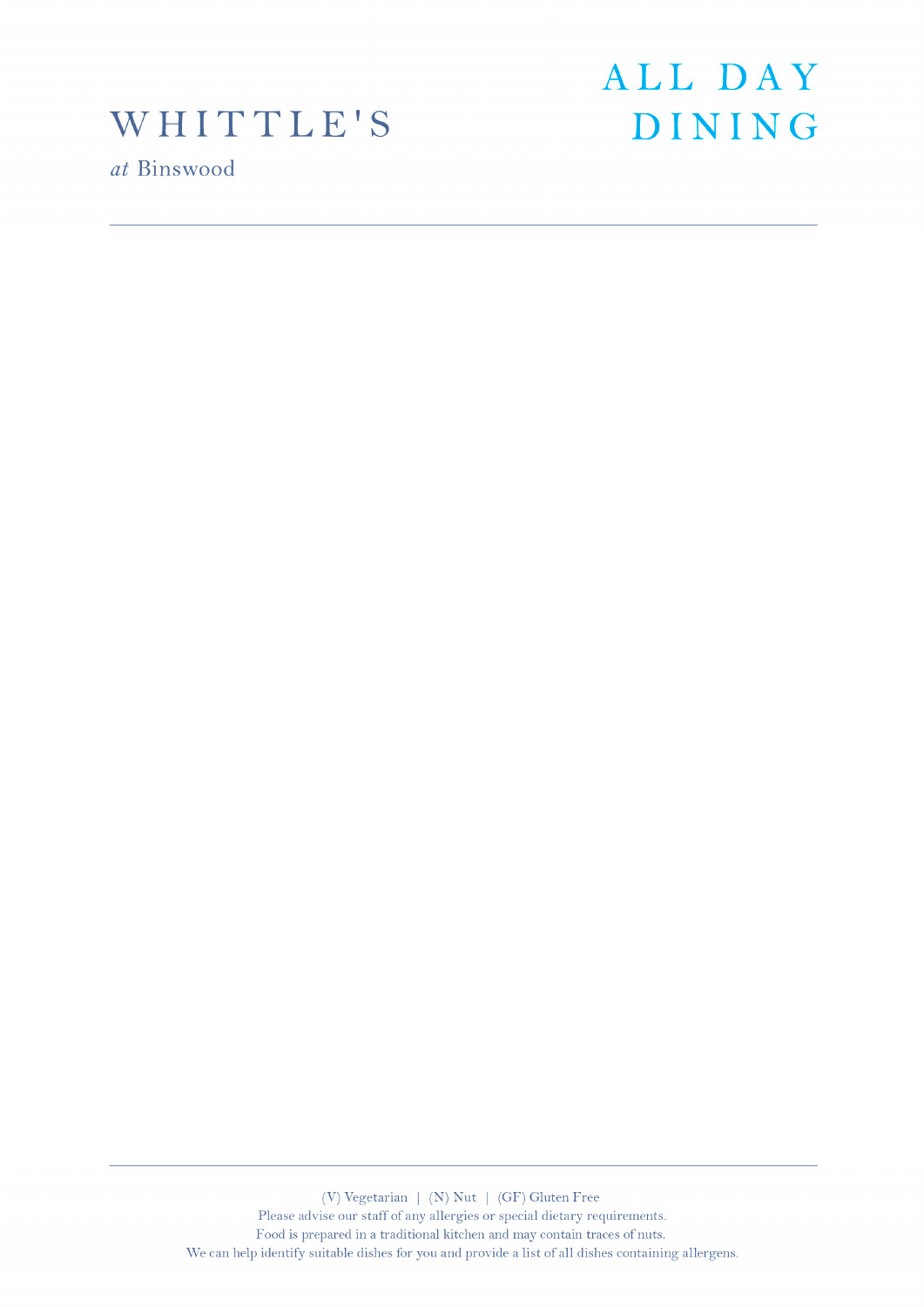# WHITTLE'S

*at* Binswood

# ALL DAY DINING

(V) Vegetarian | (N) Nut | (GF) Gluten Free

Please advise our staff of any allergies or special dietary requirements.

Food is prepared in a traditional kitchen and may contain traces of nuts.

We can help identify suitable dishes for you and provide a list of all dishes containing allergens.